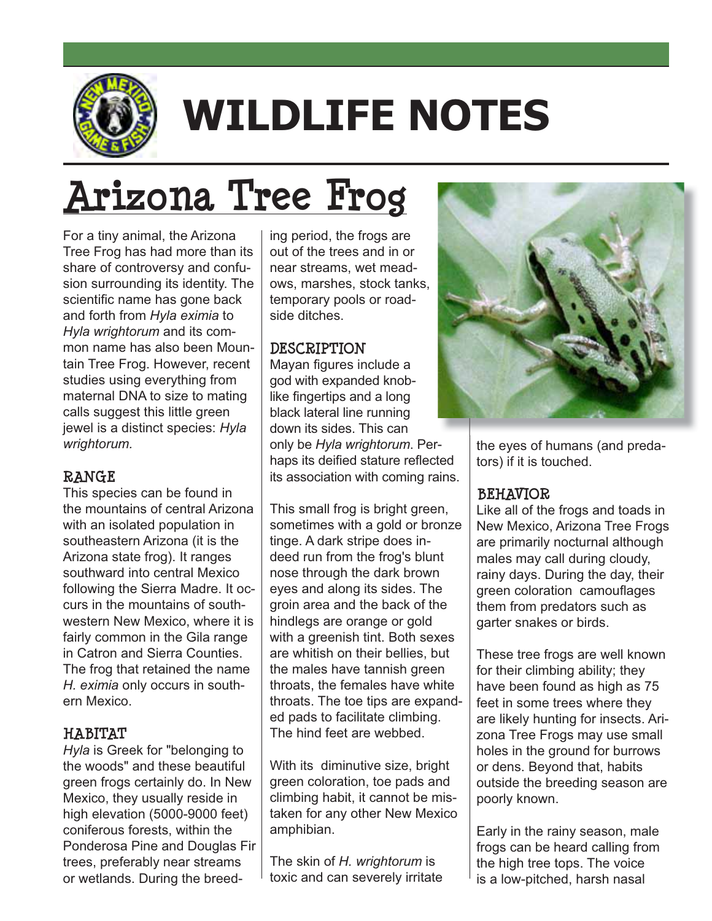# WILDLIFE NOTES

# Arizona Tree Frog

For a tiny animal, the Arizona Tree Frog has had more than its share of controversy and confusion surrounding its identity. The scientific name has gone back and forth from *Hyla eximia* to *Hyla wrightorum* and its common name has also been Mountain Tree Frog. However, recent studies using everything from maternal DNA to size to mating calls suggest this little green jewel is a distinct species: *Hyla wrightorum.*

## RANGE

This species can be found in the mountains of central Arizona with an isolated population in southeastern Arizona (it is the Arizona state frog). It ranges southward into central Mexico following the Sierra Madre. It occurs in the mountains of southwestern New Mexico, where it is fairly common in the Gila range in Catron and Sierra Counties. The frog that retained the name *H. eximia* only occurs in southern Mexico.

## HABITAT

*Hyla* is Greek for "belonging to the woods" and these beautiful green frogs certainly do. In New Mexico, they usually reside in high elevation (5000-9000 feet) coniferous forests, within the Ponderosa Pine and Douglas Fir trees, preferably near streams or wetlands. During the breeding period, the frogs are out of the trees and in or near streams, wet meadows, marshes, stock tanks, temporary pools or roadside ditches.

## DESCRIPTION

Mayan figures include a god with expanded knob-like fingertips and a long black lateral line running down its sides. This can only be *Hyla wrightorum*. Perhaps its deified stature reflected its association with coming rains.

This small frog is bright green, sometimes with a gold or bronze tinge. A dark stripe does indeed run from the frog's blunt nose through the dark brown eyes and along its sides. The groin area and the back of the hindlegs are orange or gold with a greenish tint. Both sexes are whitish on their bellies, but the males have tannish green throats, the females have white throats. The toe tips are expanded pads to facilitate climbing. The hind feet are webbed.

With its diminutive size, bright green coloration, toe pads and climbing habit, it cannot be mistaken for any other New Mexico amphibian.

The skin of *H. wrightorum* is toxic and can severely irritate the eyes of humans (and predators) if it is touched.

## BEHAVIOR

Like all of the frogs and toads in New Mexico, Arizona Tree Frogs are primarily nocturnal although males may call during cloudy, rainy days. During the day, their green coloration camouflages them from predators such as garter snakes or birds.

These tree frogs are well known for their climbing ability; they have been found as high as 75 feet in some trees where they are likely hunting for insects. Arizona Tree Frogs may use small holes in the ground for burrows or dens. Beyond that, habits outside the breeding season are poorly known.

Early in the rainy season, male frogs can be heard calling from the high tree tops. The voice is a low-pitched, harsh nasal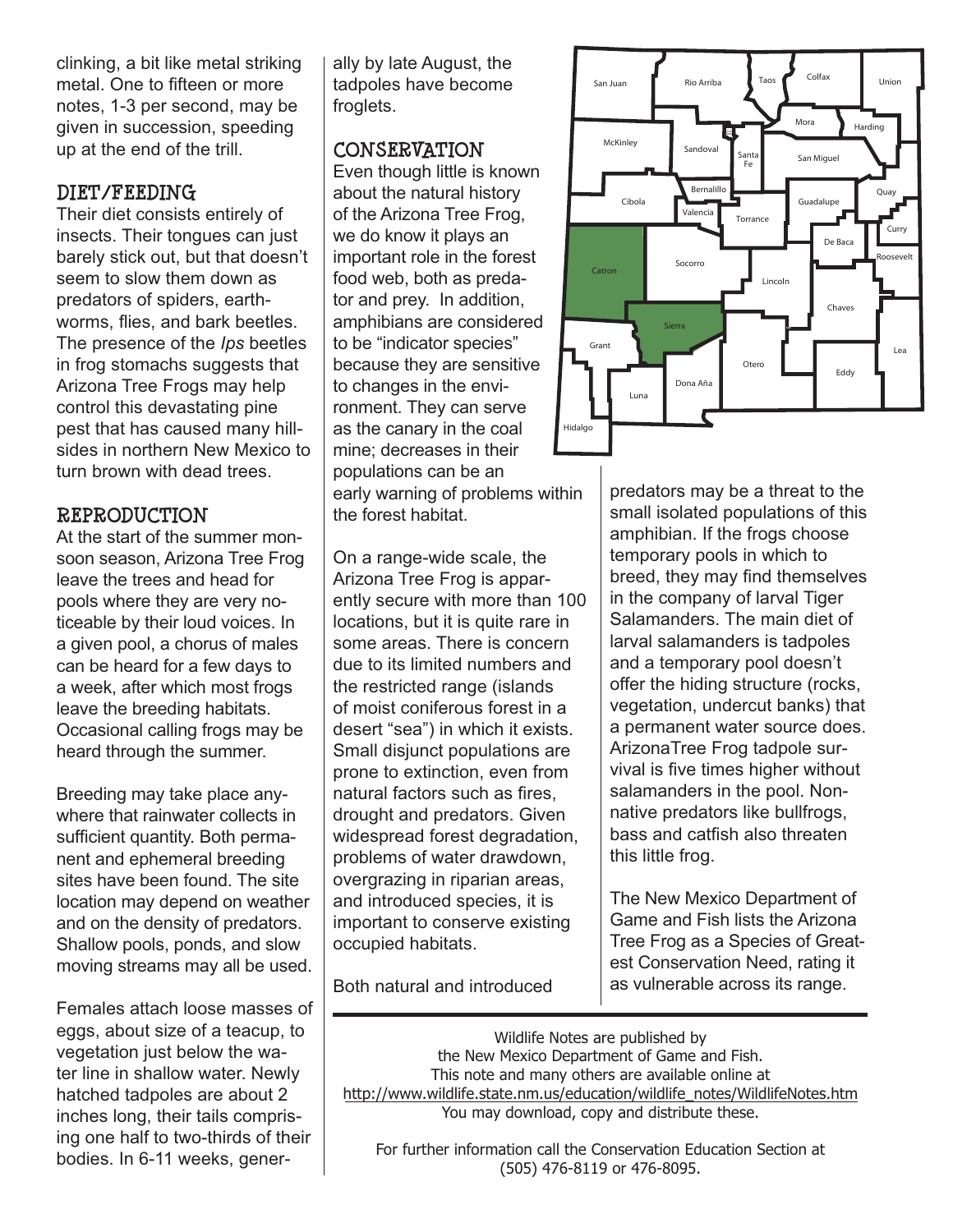clinking, a bit like metal striking metal. One to fifteen or more notes, 1-3 per second, may be given in succession, speeding up at the end of the trill.

## DIET/FEEDING

Their diet consists entirely of insects. Their tongues can just barely stick out, but that doesn't seem to slow them down as predators of spiders, earthworms, flies, and bark beetles. The presence of the *Ips* beetles in frog stomachs suggests that Arizona Tree Frogs may help control this devastating pine pest that has caused many hillsides in northern New Mexico to turn brown with dead trees.

## REPRODUCTION

At the start of the summer monsoon season, Arizona Tree Frog leave the trees and head for pools where they are very noticeable by their loud voices. In a given pool, a chorus of males can be heard for a few days to a week, after which most frogs leave the breeding habitats. Occasional calling frogs may be heard through the summer.

Breeding may take place anywhere that rainwater collects in sufficient quantity. Both permanent and ephemeral breeding sites have been found. The site location may depend on weather and on the density of predators. Shallow pools, ponds, and slow moving streams may all be used.

Females attach loose masses of eggs, about size of a teacup, to vegetation just below the water line in shallow water. Newly hatched tadpoles are about 2 inches long, their tails comprising one half to two-thirds of their bodies. In 6-11 weeks, generally by late August, the tadpoles have become froglets.

## CONSERVATION

Even though little is known about the natural history of the Arizona Tree Frog, we do know it plays an important role in the forest food web, both as predator and prey. In addition, amphibians are considered to be "indicator species" because they are sensitive to changes in the environment. They can serve as the canary in the coal mine; decreases in their populations can be an early warning of problems within the forest habitat.

On a range-wide scale, the Arizona Tree Frog is apparently secure with more than 100 locations, but it is quite rare in some areas. There is concern due to its limited numbers and the restricted range (islands of moist coniferous forest in a desert "sea") in which it exists. Small disjunct populations are prone to extinction, even from natural factors such as fires, drought and predators. Given widespread forest degradation, problems of water drawdown, overgrazing in riparian areas, and introduced species, it is important to conserve existing occupied habitats.

Both natural and introduced predators may be a threat to the small isolated populations of this amphibian. If the frogs choose temporary pools in which to breed, they may find themselves in the company of larval Tiger Salamanders. The main diet of larval salamanders is tadpoles and a temporary pool doesn't offer the hiding structure (rocks, vegetation, undercut banks) that a permanent water source does. ArizonaTree Frog tadpole survival is five times higher without salamanders in the pool. Non-native predators like bullfrogs, bass and catfish also threaten this little frog.

The New Mexico Department of Game and Fish lists the Arizona Tree Frog as a Species of Greatest Conservation Need, rating it as vulnerable across its range.

San Juan
Rio Arriba
Taos
Colfax
Union
Mora
Harding
McKinley
Sandoval
Santa Fe
San Miguel
Bernalillo
Cibola
Valencia
Torrance
Guadalupe
Quay
Curry
De Baca
Roosevelt
Catron
Socorro
Lincoln
Chaves
Sierra
Grant
Otero
Lea
Eddy
Dona Aña
Luna
Hidalgo

---

Wildlife Notes are published by
the New Mexico Department of Game and Fish.
This note and many others are available online at
http://www.wildlife.state.nm.us/education/wildlife_notes/WildlifeNotes.htm
You may download, copy and distribute these.

For further information call the Conservation Education Section at
(505) 476-8119 or 476-8095.